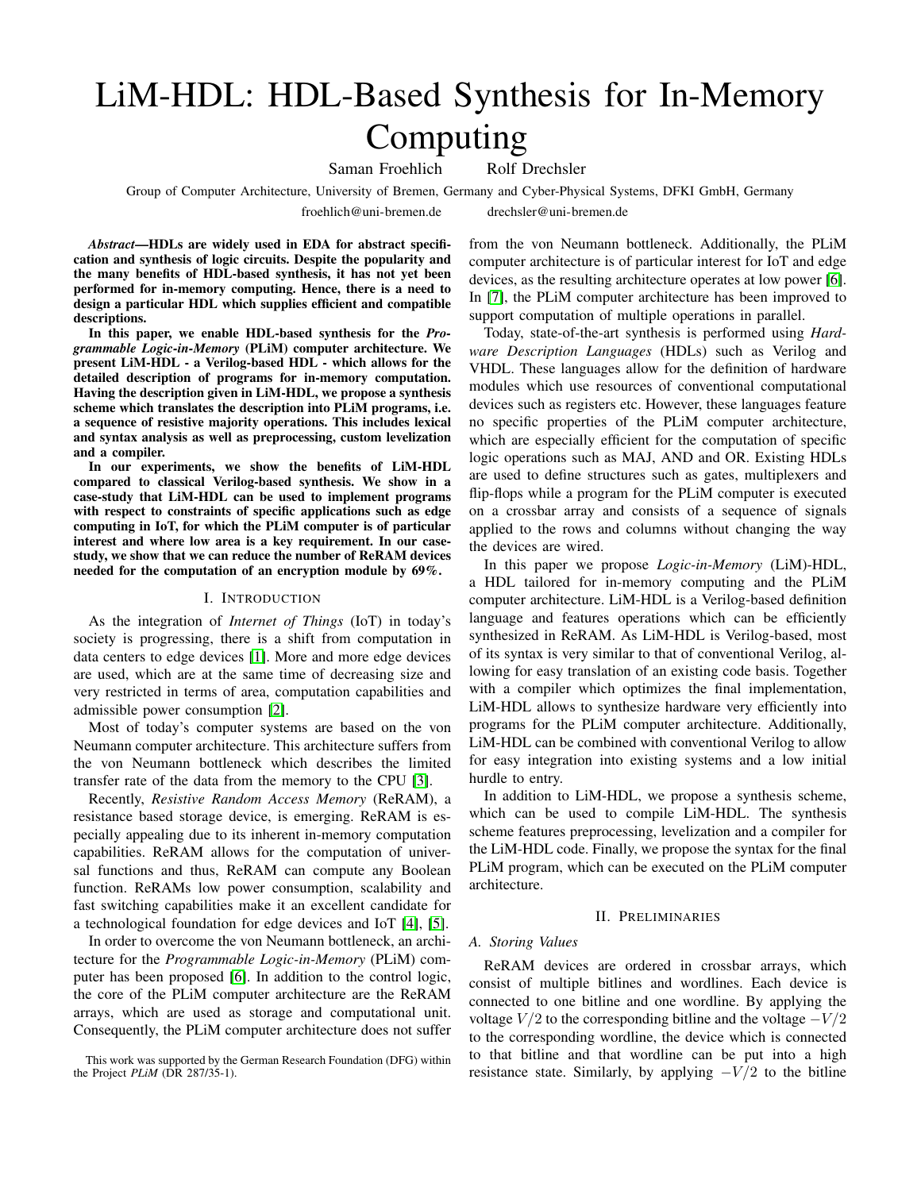// LiM-HDL: HDL-Based Synthesis for In-Memory Computing

Saman Froehlich Rolf Drechsler

Group of Computer Architecture, University of Bremen, Germany and Cyber-Physical Systems, DFKI GmbH, Germany

froehlich@uni-bremen.de drechsler@uni-bremen.de

***Abstract*—HDLs are widely used in EDA for abstract specification and synthesis of logic circuits. Despite the popularity and the many benefits of HDL-based synthesis, it has not yet been performed for in-memory computing. Hence, there is a need to design a particular HDL which supplies efficient and compatible descriptions.**

**In this paper, we enable HDL-based synthesis for the *Programmable Logic-in-Memory* (PLiM) computer architecture. We present LiM-HDL - a Verilog-based HDL - which allows for the detailed description of programs for in-memory computation. Having the description given in LiM-HDL, we propose a synthesis scheme which translates the description into PLiM programs, i.e. a sequence of resistive majority operations. This includes lexical and syntax analysis as well as preprocessing, custom levelization and a compiler.**

**In our experiments, we show the benefits of LiM-HDL compared to classical Verilog-based synthesis. We show in a case-study that LiM-HDL can be used to implement programs with respect to constraints of specific applications such as edge computing in IoT, for which the PLiM computer is of particular interest and where low area is a key requirement. In our case-study, we show that we can reduce the number of ReRAM devices needed for the computation of an encryption module by 69%.**

## I. Introduction

As the integration of *Internet of Things* (IoT) in today's society is progressing, there is a shift from computation in data centers to edge devices [1]. More and more edge devices are used, which are at the same time of decreasing size and very restricted in terms of area, computation capabilities and admissible power consumption [2].

Most of today's computer systems are based on the von Neumann computer architecture. This architecture suffers from the von Neumann bottleneck which describes the limited transfer rate of the data from the memory to the CPU [3].

Recently, *Resistive Random Access Memory* (ReRAM), a resistance based storage device, is emerging. ReRAM is especially appealing due to its inherent in-memory computation capabilities. ReRAM allows for the computation of universal functions and thus, ReRAM can compute any Boolean function. ReRAMs low power consumption, scalability and fast switching capabilities make it an excellent candidate for a technological foundation for edge devices and IoT [4], [5].

In order to overcome the von Neumann bottleneck, an architecture for the *Programmable Logic-in-Memory* (PLiM) computer has been proposed [6]. In addition to the control logic, the core of the PLiM computer architecture are the ReRAM arrays, which are used as storage and computational unit. Consequently, the PLiM computer architecture does not suffer from the von Neumann bottleneck. Additionally, the PLiM computer architecture is of particular interest for IoT and edge devices, as the resulting architecture operates at low power [6]. In [7], the PLiM computer architecture has been improved to support computation of multiple operations in parallel.

Today, state-of-the-art synthesis is performed using *Hardware Description Languages* (HDLs) such as Verilog and VHDL. These languages allow for the definition of hardware modules which use resources of conventional computational devices such as registers etc. However, these languages feature no specific properties of the PLiM computer architecture, which are especially efficient for the computation of specific logic operations such as MAJ, AND and OR. Existing HDLs are used to define structures such as gates, multiplexers and flip-flops while a program for the PLiM computer is executed on a crossbar array and consists of a sequence of signals applied to the rows and columns without changing the way the devices are wired.

In this paper we propose *Logic-in-Memory* (LiM)-HDL, a HDL tailored for in-memory computing and the PLiM computer architecture. LiM-HDL is a Verilog-based definition language and features operations which can be efficiently synthesized in ReRAM. As LiM-HDL is Verilog-based, most of its syntax is very similar to that of conventional Verilog, allowing for easy translation of an existing code basis. Together with a compiler which optimizes the final implementation, LiM-HDL allows to synthesize hardware very efficiently into programs for the PLiM computer architecture. Additionally, LiM-HDL can be combined with conventional Verilog to allow for easy integration into existing systems and a low initial hurdle to entry.

In addition to LiM-HDL, we propose a synthesis scheme, which can be used to compile LiM-HDL. The synthesis scheme features preprocessing, levelization and a compiler for the LiM-HDL code. Finally, we propose the syntax for the final PLiM program, which can be executed on the PLiM computer architecture.

## II. Preliminaries

### A. Storing Values

ReRAM devices are ordered in crossbar arrays, which consist of multiple bitlines and wordlines. Each device is connected to one bitline and one wordline. By applying the voltage $V/2$ to the corresponding bitline and the voltage $-V/2$ to the corresponding wordline, the device which is connected to that bitline and that wordline can be put into a high resistance state. Similarly, by applying $-V/2$ to the bitline

This work was supported by the German Research Foundation (DFG) within the Project *PLiM* (DR 287/35-1).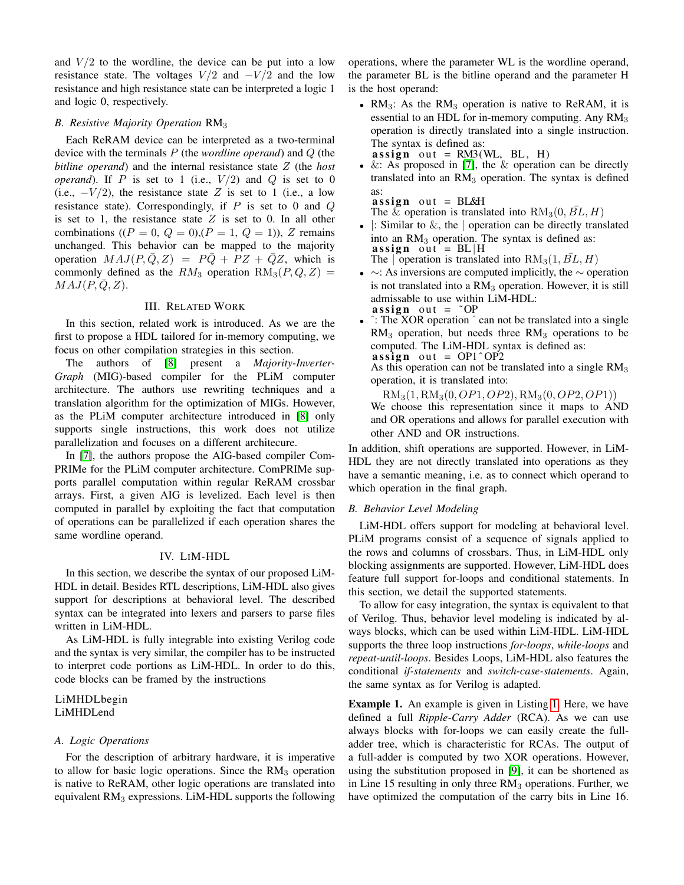and $V/2$ to the wordline, the device can be put into a low resistance state. The voltages $V/2$ and $-V/2$ and the low resistance and high resistance state can be interpreted a logic 1 and logic 0, respectively.

### B. Resistive Majority Operation $\text{RM}_3$

Each ReRAM device can be interpreted as a two-terminal device with the terminals $P$ (the *wordline operand*) and $Q$ (the *bitline operand*) and the internal resistance state $Z$ (the *host operand*). If $P$ is set to 1 (i.e., $V/2$) and $Q$ is set to 0 (i.e., $-V/2$), the resistance state $Z$ is set to 1 (i.e., a low resistance state). Correspondingly, if $P$ is set to 0 and $Q$ is set to 1, the resistance state $Z$ is set to 0. In all other combinations ($(P=0,\ Q=0)$,$(P=1,\ Q=1)$), $Z$ remains unchanged. This behavior can be mapped to the majority operation $MAJ(P,\bar{Q},Z) = P\bar{Q} + PZ + \bar{Q}Z$, which is commonly defined as the $RM_3$ operation $\text{RM}_3(P,Q,Z) = MAJ(P,\bar{Q},Z)$.

## III. Related Work

In this section, related work is introduced. As we are the first to propose a HDL tailored for in-memory computing, we focus on other compilation strategies in this section.

The authors of [8] present a *Majority-Inverter-Graph* (MIG)-based compiler for the PLiM computer architecture. The authors use rewriting techniques and a translation algorithm for the optimization of MIGs. However, as the PLiM computer architecture introduced in [8] only supports single instructions, this work does not utilize parallelization and focuses on a different architecure.

In [7], the authors propose the AIG-based compiler ComPRIMe for the PLiM computer architecture. ComPRIMe supports parallel computation within regular ReRAM crossbar arrays. First, a given AIG is levelized. Each level is then computed in parallel by exploiting the fact that computation of operations can be parallelized if each operation shares the same wordline operand.

## IV. LiM-HDL

In this section, we describe the syntax of our proposed LiM-HDL in detail. Besides RTL descriptions, LiM-HDL also gives support for descriptions at behavioral level. The described syntax can be integrated into lexers and parsers to parse files written in LiM-HDL.

As LiM-HDL is fully integrable into existing Verilog code and the syntax is very similar, the compiler has to be instructed to interpret code portions as LiM-HDL. In order to do this, code blocks can be framed by the instructions

```
LiMHDLbegin
LiMHDLend
```

### A. Logic Operations

For the description of arbitrary hardware, it is imperative to allow for basic logic operations. Since the $\text{RM}_3$ operation is native to ReRAM, other logic operations are translated into equivalent $\text{RM}_3$ expressions. LiM-HDL supports the following operations, where the parameter WL is the wordline operand, the parameter BL is the bitline operand and the parameter H is the host operand:

- $\text{RM}_3$: As the $\text{RM}_3$ operation is native to ReRAM, it is essential to an HDL for in-memory computing. Any $\text{RM}_3$ operation is directly translated into a single instruction. The syntax is defined as:
  ```
  assign out = RM3(WL, BL, H)
  ```
- &: As proposed in [7], the & operation can be directly translated into an $\text{RM}_3$ operation. The syntax is defined as:
  ```
  assign out = BL&H
  ```
  The & operation is translated into $\text{RM}_3(0, \bar{BL}, H)$
- |: Similar to &, the | operation can be directly translated into an $\text{RM}_3$ operation. The syntax is defined as:
  ```
  assign out = BL|H
  ```
  The | operation is translated into $\text{RM}_3(1, \bar{BL}, H)$
- ~: As inversions are computed implicitly, the ~ operation is not translated into a $\text{RM}_3$ operation. However, it is still admissable to use within LiM-HDL:
  ```
  assign out = ~OP
  ```
- ^: The XOR operation ^ can not be translated into a single $\text{RM}_3$ operation, but needs three $\text{RM}_3$ operations to be computed. The LiM-HDL syntax is defined as:
  ```
  assign out = OP1^OP2
  ```
  As this operation can not be translated into a single $\text{RM}_3$ operation, it is translated into:
  $$\text{RM}_3(1, \text{RM}_3(0, OP1, OP2), \text{RM}_3(0, OP2, OP1))$$
  We choose this representation since it maps to AND and OR operations and allows for parallel execution with other AND and OR instructions.

In addition, shift operations are supported. However, in LiM-HDL they are not directly translated into operations as they have a semantic meaning, i.e. as to connect which operand to which operation in the final graph.

### B. Behavior Level Modeling

LiM-HDL offers support for modeling at behavioral level. PLiM programs consist of a sequence of signals applied to the rows and columns of crossbars. Thus, in LiM-HDL only blocking assignments are supported. However, LiM-HDL does feature full support for-loops and conditional statements. In this section, we detail the supported statements.

To allow for easy integration, the syntax is equivalent to that of Verilog. Thus, behavior level modeling is indicated by always blocks, which can be used within LiM-HDL. LiM-HDL supports the three loop instructions *for-loops*, *while-loops* and *repeat-until-loops*. Besides Loops, LiM-HDL also features the conditional *if-statements* and *switch-case-statements*. Again, the same syntax as for Verilog is adapted.

**Example 1.** An example is given in Listing 1. Here, we have defined a full *Ripple-Carry Adder* (RCA). As we can use always blocks with for-loops we can easily create the full-adder tree, which is characteristic for RCAs. The output of a full-adder is computed by two XOR operations. However, using the substitution proposed in [9], it can be shortened as in Line 15 resulting in only three $\text{RM}_3$ operations. Further, we have optimized the computation of the carry bits in Line 16.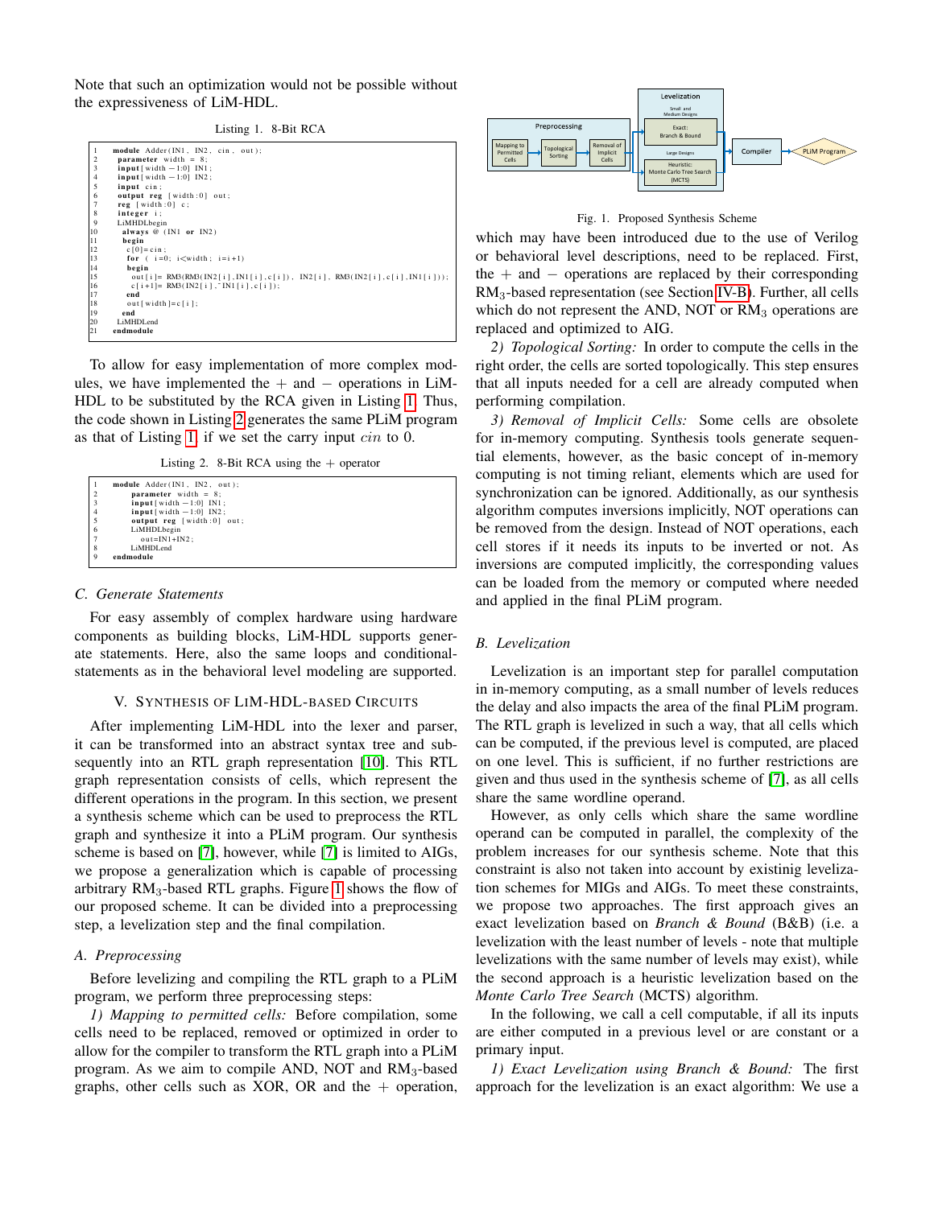Note that such an optimization would not be possible without the expressiveness of LiM-HDL.

Listing 1. 8-Bit RCA

```
1   module Adder(IN1, IN2, cin, out);
2    parameter width = 8;
3    input[width -1:0] IN1;
4    input[width -1:0] IN2;
5    input cin;
6    output reg [width:0] out;
7    reg [width:0] c;
8    integer i;
9    LiMHDLbegin
10    always @ (IN1 or IN2)
11    begin
12     c[0]=cin;
13     for ( i=0; i<width; i=i+1)
14     begin
15      out[i]= RM3(RM3(IN2[i],IN1[i],c[i]), IN2[i], RM3(IN2[i],c[i],IN1[i]));
16      c[i+1]= RM3(IN2[i],~IN1[i],c[i]);
17     end
18     out[width]=c[i];
19    end
20   LiMHDLend
21  endmodule
```

To allow for easy implementation of more complex modules, we have implemented the + and − operations in LiM-HDL to be substituted by the RCA given in Listing 1. Thus, the code shown in Listing 2 generates the same PLiM program as that of Listing 1, if we set the carry input $cin$ to 0.

Listing 2. 8-Bit RCA using the + operator

```
1   module Adder(IN1, IN2, out);
2       parameter width = 8;
3       input[width -1:0] IN1;
4       input[width -1:0] IN2;
5       output reg [width:0] out;
6       LiMHDLbegin
7         out=IN1+IN2;
8       LiMHDLend
9   endmodule
```

### C. Generate Statements

For easy assembly of complex hardware using hardware components as building blocks, LiM-HDL supports generate statements. Here, also the same loops and conditional-statements as in the behavioral level modeling are supported.

## V. Synthesis of LiM-HDL-based Circuits

After implementing LiM-HDL into the lexer and parser, it can be transformed into an abstract syntax tree and subsequently into an RTL graph representation [10]. This RTL graph representation consists of cells, which represent the different operations in the program. In this section, we present a synthesis scheme which can be used to preprocess the RTL graph and synthesize it into a PLiM program. Our synthesis scheme is based on [7], however, while [7] is limited to AIGs, we propose a generalization which is capable of processing arbitrary $RM_3$-based RTL graphs. Figure 1 shows the flow of our proposed scheme. It can be divided into a preprocessing step, a levelization step and the final compilation.

### A. Preprocessing

Before levelizing and compiling the RTL graph to a PLiM program, we perform three preprocessing steps:

*1) Mapping to permitted cells:* Before compilation, some cells need to be replaced, removed or optimized in order to allow for the compiler to transform the RTL graph into a PLiM program. As we aim to compile AND, NOT and $RM_3$-based graphs, other cells such as XOR, OR and the + operation,

Preprocessing: Mapping to Permitted Cells → Topological Sorting → Removal of Implicit Cells; Levelization: Small and Medium Designs: Exact: Branch & Bound; Large Designs: Heuristic: Monte Carlo Tree Search (MCTS); Compiler; PLiM Program

Fig. 1. Proposed Synthesis Scheme

which may have been introduced due to the use of Verilog or behavioral level descriptions, need to be replaced. First, the + and − operations are replaced by their corresponding $RM_3$-based representation (see Section IV-B). Further, all cells which do not represent the AND, NOT or $RM_3$ operations are replaced and optimized to AIG.

*2) Topological Sorting:* In order to compute the cells in the right order, the cells are sorted topologically. This step ensures that all inputs needed for a cell are already computed when performing compilation.

*3) Removal of Implicit Cells:* Some cells are obsolete for in-memory computing. Synthesis tools generate sequential elements, however, as the basic concept of in-memory computing is not timing reliant, elements which are used for synchronization can be ignored. Additionally, as our synthesis algorithm computes inversions implicitly, NOT operations can be removed from the design. Instead of NOT operations, each cell stores if it needs its inputs to be inverted or not. As inversions are computed implicitly, the corresponding values can be loaded from the memory or computed where needed and applied in the final PLiM program.

### B. Levelization

Levelization is an important step for parallel computation in in-memory computing, as a small number of levels reduces the delay and also impacts the area of the final PLiM program. The RTL graph is levelized in such a way, that all cells which can be computed, if the previous level is computed, are placed on one level. This is sufficient, if no further restrictions are given and thus used in the synthesis scheme of [7], as all cells share the same wordline operand.

However, as only cells which share the same wordline operand can be computed in parallel, the complexity of the problem increases for our synthesis scheme. Note that this constraint is also not taken into account by existinig levelization schemes for MIGs and AIGs. To meet these constraints, we propose two approaches. The first approach gives an exact levelization based on *Branch & Bound* (B&B) (i.e. a levelization with the least number of levels - note that multiple levelizations with the same number of levels may exist), while the second approach is a heuristic levelization based on the *Monte Carlo Tree Search* (MCTS) algorithm.

In the following, we call a cell computable, if all its inputs are either computed in a previous level or are constant or a primary input.

*1) Exact Levelization using Branch & Bound:* The first approach for the levelization is an exact algorithm: We use a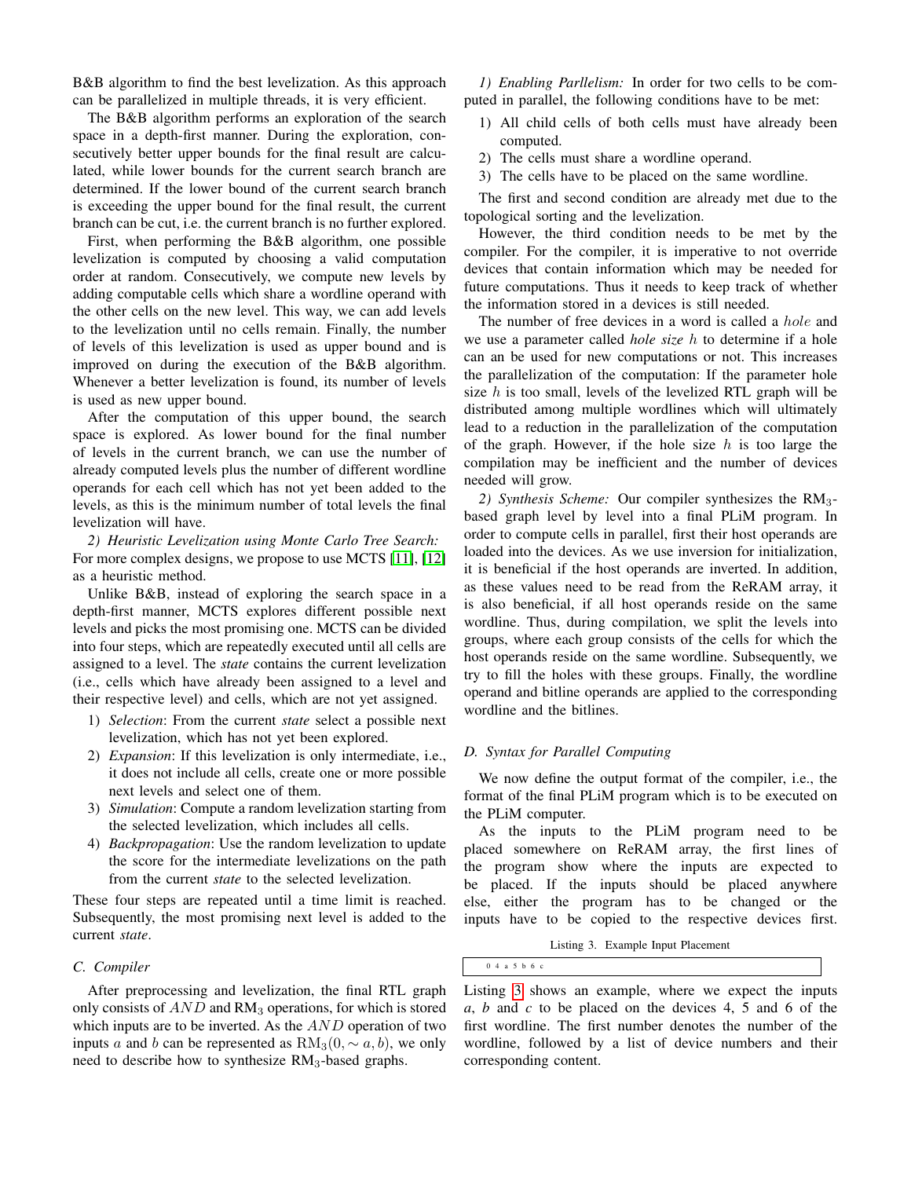B&B algorithm to find the best levelization. As this approach can be parallelized in multiple threads, it is very efficient.

The B&B algorithm performs an exploration of the search space in a depth-first manner. During the exploration, consecutively better upper bounds for the final result are calculated, while lower bounds for the current search branch are determined. If the lower bound of the current search branch is exceeding the upper bound for the final result, the current branch can be cut, i.e. the current branch is no further explored.

First, when performing the B&B algorithm, one possible levelization is computed by choosing a valid computation order at random. Consecutively, we compute new levels by adding computable cells which share a wordline operand with the other cells on the new level. This way, we can add levels to the levelization until no cells remain. Finally, the number of levels of this levelization is used as upper bound and is improved on during the execution of the B&B algorithm. Whenever a better levelization is found, its number of levels is used as new upper bound.

After the computation of this upper bound, the search space is explored. As lower bound for the final number of levels in the current branch, we can use the number of already computed levels plus the number of different wordline operands for each cell which has not yet been added to the levels, as this is the minimum number of total levels the final levelization will have.

*2) Heuristic Levelization using Monte Carlo Tree Search:* For more complex designs, we propose to use MCTS [11], [12] as a heuristic method.

Unlike B&B, instead of exploring the search space in a depth-first manner, MCTS explores different possible next levels and picks the most promising one. MCTS can be divided into four steps, which are repeatedly executed until all cells are assigned to a level. The *state* contains the current levelization (i.e., cells which have already been assigned to a level and their respective level) and cells, which are not yet assigned.

1) *Selection*: From the current *state* select a possible next levelization, which has not yet been explored.
2) *Expansion*: If this levelization is only intermediate, i.e., it does not include all cells, create one or more possible next levels and select one of them.
3) *Simulation*: Compute a random levelization starting from the selected levelization, which includes all cells.
4) *Backpropagation*: Use the random levelization to update the score for the intermediate levelizations on the path from the current *state* to the selected levelization.

These four steps are repeated until a time limit is reached. Subsequently, the most promising next level is added to the current *state*.

### C. Compiler

After preprocessing and levelization, the final RTL graph only consists of $AND$ and $\text{RM}_3$ operations, for which is stored which inputs are to be inverted. As the $AND$ operation of two inputs $a$ and $b$ can be represented as $\text{RM}_3(0, \sim a, b)$, we only need to describe how to synthesize $\text{RM}_3$-based graphs.

*1) Enabling Parllelism:* In order for two cells to be computed in parallel, the following conditions have to be met:

1) All child cells of both cells must have already been computed.
2) The cells must share a wordline operand.
3) The cells have to be placed on the same wordline.

The first and second condition are already met due to the topological sorting and the levelization.

However, the third condition needs to be met by the compiler. For the compiler, it is imperative to not override devices that contain information which may be needed for future computations. Thus it needs to keep track of whether the information stored in a devices is still needed.

The number of free devices in a word is called a $hole$ and we use a parameter called *hole size* $h$ to determine if a hole can an be used for new computations or not. This increases the parallelization of the computation: If the parameter hole size $h$ is too small, levels of the levelized RTL graph will be distributed among multiple wordlines which will ultimately lead to a reduction in the parallelization of the computation of the graph. However, if the hole size $h$ is too large the compilation may be inefficient and the number of devices needed will grow.

*2) Synthesis Scheme:* Our compiler synthesizes the $\text{RM}_3$-based graph level by level into a final PLiM program. In order to compute cells in parallel, first their host operands are loaded into the devices. As we use inversion for initialization, it is beneficial if the host operands are inverted. In addition, as these values need to be read from the ReRAM array, it is also beneficial, if all host operands reside on the same wordline. Thus, during compilation, we split the levels into groups, where each group consists of the cells for which the host operands reside on the same wordline. Subsequently, we try to fill the holes with these groups. Finally, the wordline operand and bitline operands are applied to the corresponding wordline and the bitlines.

### D. Syntax for Parallel Computing

We now define the output format of the compiler, i.e., the format of the final PLiM program which is to be executed on the PLiM computer.

As the inputs to the PLiM program need to be placed somewhere on ReRAM array, the first lines of the program show where the inputs are expected to be placed. If the inputs should be placed anywhere else, either the program has to be changed or the inputs have to be copied to the respective devices first.

Listing 3. Example Input Placement

```
0 4 a 5 b 6 c
```

Listing 3 shows an example, where we expect the inputs *a*, *b* and *c* to be placed on the devices 4, 5 and 6 of the first wordline. The first number denotes the number of the wordline, followed by a list of device numbers and their corresponding content.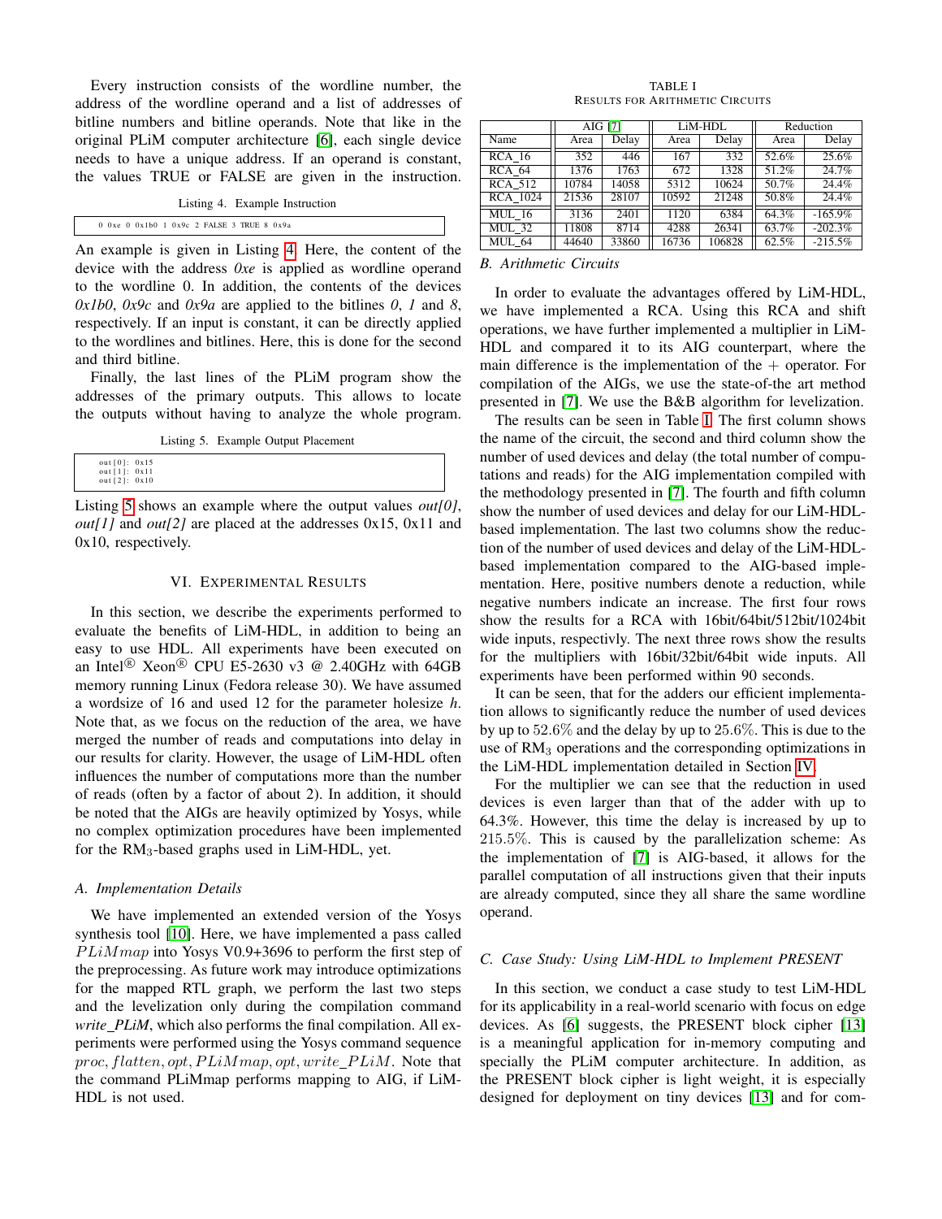Every instruction consists of the wordline number, the address of the wordline operand and a list of addresses of bitline numbers and bitline operands. Note that like in the original PLiM computer architecture [6], each single device needs to have a unique address. If an operand is constant, the values TRUE or FALSE are given in the instruction.

Listing 4. Example Instruction

```
0 0xe 0 0x1b0 1 0x9c 2 FALSE 3 TRUE 8 0x9a
```

An example is given in Listing 4. Here, the content of the device with the address *0xe* is applied as wordline operand to the wordline 0. In addition, the contents of the devices *0x1b0*, *0x9c* and *0x9a* are applied to the bitlines *0*, *1* and *8*, respectively. If an input is constant, it can be directly applied to the wordlines and bitlines. Here, this is done for the second and third bitline.

Finally, the last lines of the PLiM program show the addresses of the primary outputs. This allows to locate the outputs without having to analyze the whole program.

Listing 5. Example Output Placement

```
out[0]: 0x15
out[1]: 0x11
out[2]: 0x10
```

Listing 5 shows an example where the output values *out[0]*, *out[1]* and *out[2]* are placed at the addresses 0x15, 0x11 and 0x10, respectively.

## VI. Experimental Results

In this section, we describe the experiments performed to evaluate the benefits of LiM-HDL, in addition to being an easy to use HDL. All experiments have been executed on an Intel® Xeon® CPU E5-2630 v3 @ 2.40GHz with 64GB memory running Linux (Fedora release 30). We have assumed a wordsize of 16 and used 12 for the parameter holesize $h$. Note that, as we focus on the reduction of the area, we have merged the number of reads and computations into delay in our results for clarity. However, the usage of LiM-HDL often influences the number of computations more than the number of reads (often by a factor of about 2). In addition, it should be noted that the AIGs are heavily optimized by Yosys, while no complex optimization procedures have been implemented for the $RM_3$-based graphs used in LiM-HDL, yet.

### A. Implementation Details

We have implemented an extended version of the Yosys synthesis tool [10]. Here, we have implemented a pass called $PLiMmap$ into Yosys V0.9+3696 to perform the first step of the preprocessing. As future work may introduce optimizations for the mapped RTL graph, we perform the last two steps and the levelization only during the compilation command *write_PLiM*, which also performs the final compilation. All experiments were performed using the Yosys command sequence $proc, flatten, opt, PLiMmap, opt, write\_PLiM$. Note that the command PLiMmap performs mapping to AIG, if LiM-HDL is not used.

TABLE I
Results for Arithmetic Circuits

| | AIG [7] | | LiM-HDL | | Reduction | |
|---|---|---|---|---|---|---|
| Name | Area | Delay | Area | Delay | Area | Delay |
| RCA_16 | 352 | 446 | 167 | 332 | 52.6% | 25.6% |
| RCA_64 | 1376 | 1763 | 672 | 1328 | 51.2% | 24.7% |
| RCA_512 | 10784 | 14058 | 5312 | 10624 | 50.7% | 24.4% |
| RCA_1024 | 21536 | 28107 | 10592 | 21248 | 50.8% | 24.4% |
| MUL_16 | 3136 | 2401 | 1120 | 6384 | 64.3% | -165.9% |
| MUL_32 | 11808 | 8714 | 4288 | 26341 | 63.7% | -202.3% |
| MUL_64 | 44640 | 33860 | 16736 | 106828 | 62.5% | -215.5% |

### B. Arithmetic Circuits

In order to evaluate the advantages offered by LiM-HDL, we have implemented a RCA. Using this RCA and shift operations, we have further implemented a multiplier in LiM-HDL and compared it to its AIG counterpart, where the main difference is the implementation of the $+$ operator. For compilation of the AIGs, we use the state-of-the art method presented in [7]. We use the B&B algorithm for levelization.

The results can be seen in Table I. The first column shows the name of the circuit, the second and third column show the number of used devices and delay (the total number of computations and reads) for the AIG implementation compiled with the methodology presented in [7]. The fourth and fifth column show the number of used devices and delay for our LiM-HDL-based implementation. The last two columns show the reduction of the number of used devices and delay of the LiM-HDL-based implementation compared to the AIG-based implementation. Here, positive numbers denote a reduction, while negative numbers indicate an increase. The first four rows show the results for a RCA with 16bit/64bit/512bit/1024bit wide inputs, respectivly. The next three rows show the results for the multipliers with 16bit/32bit/64bit wide inputs. All experiments have been performed within 90 seconds.

It can be seen, that for the adders our efficient implementation allows to significantly reduce the number of used devices by up to $52.6\%$ and the delay by up to $25.6\%$. This is due to the use of $RM_3$ operations and the corresponding optimizations in the LiM-HDL implementation detailed in Section IV.

For the multiplier we can see that the reduction in used devices is even larger than that of the adder with up to $64.3\%$. However, this time the delay is increased by up to $215.5\%$. This is caused by the parallelization scheme: As the implementation of [7] is AIG-based, it allows for the parallel computation of all instructions given that their inputs are already computed, since they all share the same wordline operand.

### C. Case Study: Using LiM-HDL to Implement PRESENT

In this section, we conduct a case study to test LiM-HDL for its applicability in a real-world scenario with focus on edge devices. As [6] suggests, the PRESENT block cipher [13] is a meaningful application for in-memory computing and specially the PLiM computer architecture. In addition, as the PRESENT block cipher is light weight, it is especially designed for deployment on tiny devices [13] and for com-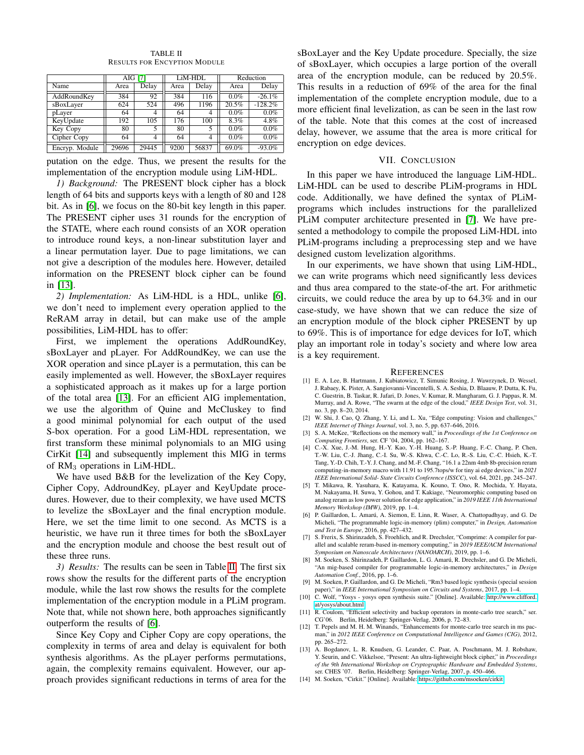TABLE II
RESULTS FOR ENCRYPTION MODULE

| Name | AIG [7] | | LiM-HDL | | Reduction | |
|---|---|---|---|---|---|---|
| | Area | Delay | Area | Delay | Area | Delay |
| AddRoundKey | 384 | 92 | 384 | 116 | 0.0% | -26.1% |
| sBoxLayer | 624 | 524 | 496 | 1196 | 20.5% | -128.2% |
| pLayer | 64 | 4 | 64 | 4 | 0.0% | 0.0% |
| KeyUpdate | 192 | 105 | 176 | 100 | 8.3% | 4.8% |
| Key Copy | 80 | 5 | 80 | 5 | 0.0% | 0.0% |
| Cipher Copy | 64 | 4 | 64 | 4 | 0.0% | 0.0% |
| Encryp. Module | 29696 | 29445 | 9200 | 56837 | 69.0% | -93.0% |

putation on the edge. Thus, we present the results for the implementation of the encryption module using LiM-HDL.

*1) Background:* The PRESENT block cipher has a block length of 64 bits and supports keys with a length of 80 and 128 bit. As in [6], we focus on the 80-bit key length in this paper. The PRESENT cipher uses 31 rounds for the encryption of the STATE, where each round consists of an XOR operation to introduce round keys, a non-linear substitution layer and a linear permutation layer. Due to page limitations, we can not give a description of the modules here. However, detailed information on the PRESENT block cipher can be found in [13].

*2) Implementation:* As LiM-HDL is a HDL, unlike [6], we don't need to implement every operation applied to the ReRAM array in detail, but can make use of the ample possibilities, LiM-HDL has to offer:

First, we implement the operations AddRoundKey, sBoxLayer and pLayer. For AddRoundKey, we can use the XOR operation and since pLayer is a permutation, this can be easily implemented as well. However, the sBoxLayer requires a sophisticated approach as it makes up for a large portion of the total area [13]. For an efficient AIG implementation, we use the algorithm of Quine and McCluskey to find a good minimal polynomial for each output of the used S-box operation. For a good LiM-HDL representation, we first transform these minimal polynomials to an MIG using CirKit [14] and subsequently implement this MIG in terms of $RM_3$ operations in LiM-HDL.

We have used B&B for the levelization of the Key Copy, Cipher Copy, AddroundKey, pLayer and KeyUpdate procedures. However, due to their complexity, we have used MCTS to levelize the sBoxLayer and the final encryption module. Here, we set the time limit to one second. As MCTS is a heuristic, we have run it three times for both the sBoxLayer and the encryption module and choose the best result out of these three runs.

*3) Results:* The results can be seen in Table II. The first six rows show the results for the different parts of the encryption module, while the last row shows the results for the complete implementation of the encryption module in a PLiM program. Note that, while not shown here, both approaches significantly outperform the results of [6].

Since Key Copy and Cipher Copy are copy operations, the complexity in terms of area and delay is equivalent for both synthesis algorithms. As the pLayer performs permutations, again, the complexity remains equivalent. However, our approach provides significant reductions in terms of area for the sBoxLayer and the Key Update procedure. Specially, the size of sBoxLayer, which occupies a large portion of the overall area of the encryption module, can be reduced by 20.5%. This results in a reduction of 69% of the area for the final implementation of the complete encryption module, due to a more efficient final levelization, as can be seen in the last row of the table. Note that this comes at the cost of increased delay, however, we assume that the area is more critical for encryption on edge devices.

## VII. CONCLUSION

In this paper we have introduced the language LiM-HDL. LiM-HDL can be used to describe PLiM-programs in HDL code. Additionally, we have defined the syntax of PLiM-programs which includes instructions for the parallelized PLiM computer architecture presented in [7]. We have presented a methodology to compile the proposed LiM-HDL into PLiM-programs including a preprocessing step and we have designed custom levelization algorithms.

In our experiments, we have shown that using LiM-HDL, we can write programs which need significantly less devices and thus area compared to the state-of-the art. For arithmetic circuits, we could reduce the area by up to 64.3% and in our case-study, we have shown that we can reduce the size of an encryption module of the block cipher PRESENT by up to 69%. This is of importance for edge devices for IoT, which play an important role in today's society and where low area is a key requirement.

## REFERENCES

[1] E. A. Lee, B. Hartmann, J. Kubiatowicz, T. Simunic Rosing, J. Wawrzynek, D. Wessel, J. Rabaey, K. Pister, A. Sangiovanni-Vincentelli, S. A. Seshia, D. Blaauw, P. Dutta, K. Fu, C. Guestrin, B. Taskar, R. Jafari, D. Jones, V. Kumar, R. Mangharam, G. J. Pappas, R. M. Murray, and A. Rowe, "The swarm at the edge of the cloud," *IEEE Design Test*, vol. 31, no. 3, pp. 8–20, 2014.

[2] W. Shi, J. Cao, Q. Zhang, Y. Li, and L. Xu, "Edge computing: Vision and challenges," *IEEE Internet of Things Journal*, vol. 3, no. 5, pp. 637–646, 2016.

[3] S. A. McKee, "Reflections on the memory wall," in *Proceedings of the 1st Conference on Computing Frontiers*, ser. CF '04, 2004, pp. 162–167.

[4] C.-X. Xue, J.-M. Hung, H.-Y. Kao, Y.-H. Huang, S.-P. Huang, F.-C. Chang, P. Chen, T.-W. Liu, C.-J. Jhang, C.-I. Su, W.-S. Khwa, C.-C. Lo, R.-S. Liu, C.-C. Hsieh, K.-T. Tang, Y.-D. Chih, T.-Y. J. Chang, and M.-F. Chang, "16.1 a 22nm 4mb 8b-precision reram computing-in-memory macro with 11.91 to 195.7tops/w for tiny ai edge devices," in *2021 IEEE International Solid- State Circuits Conference (ISSCC)*, vol. 64, 2021, pp. 245–247.

[5] T. Mikawa, R. Yasuhara, K. Katayama, K. Kouno, T. Ono, R. Mochida, Y. Hayata, M. Nakayama, H. Suwa, Y. Gohou, and T. Kakiage, "Neuromorphic computing based on analog reram as low power solution for edge application," in *2019 IEEE 11th International Memory Workshop (IMW)*, 2019, pp. 1–4.

[6] P. Gaillardon, L. Amarú, A. Siemon, E. Linn, R. Waser, A. Chattopadhyay, and G. De Micheli, "The programmable logic-in-memory (plim) computer," in *Design, Automation and Test in Europe*, 2016, pp. 427–432.

[7] S. Frerix, S. Shirinzadeh, S. Froehlich, and R. Drechsler, "Comprime: A compiler for parallel and scalable reram-based in-memory computing," in *2019 IEEE/ACM International Symposium on Nanoscale Architectures (NANOARCH)*, 2019, pp. 1–6.

[8] M. Soeken, S. Shirinzadeh, P. Gaillardon, L. G. Amarú, R. Drechsler, and G. De Micheli, "An mig-based compiler for programmable logic-in-memory architectures," in *Design Automation Conf.*, 2016, pp. 1–6.

[9] M. Soeken, P. Gaillardon, and G. De Micheli, "Rm3 based logic synthesis (special session paper)," in *IEEE International Symposium on Circuits and Systems*, 2017, pp. 1–4.

[10] C. Wolf, "Yosys - yosys open synthesis suite." [Online]. Available: http://www.clifford.at/yosys/about.html

[11] R. Coulom, "Efficient selectivity and backup operators in monte-carlo tree search," ser. CG'06. Berlin, Heidelberg: Springer-Verlag, 2006, p. 72–83.

[12] T. Pepels and M. H. M. Winands, "Enhancements for monte-carlo tree search in ms pac-man," in *2012 IEEE Conference on Computational Intelligence and Games (CIG)*, 2012, pp. 265–272.

[13] A. Bogdanov, L. R. Knudsen, G. Leander, C. Paar, A. Poschmann, M. J. Robshaw, Y. Seurin, and C. Vikkelsoe, "Present: An ultra-lightweight block cipher," in *Proceedings of the 9th International Workshop on Cryptographic Hardware and Embedded Systems*, ser. CHES '07. Berlin, Heidelberg: Springer-Verlag, 2007, p. 450–466.

[14] M. Soeken, "Cirkit." [Online]. Available: https://github.com/msoeken/cirkit